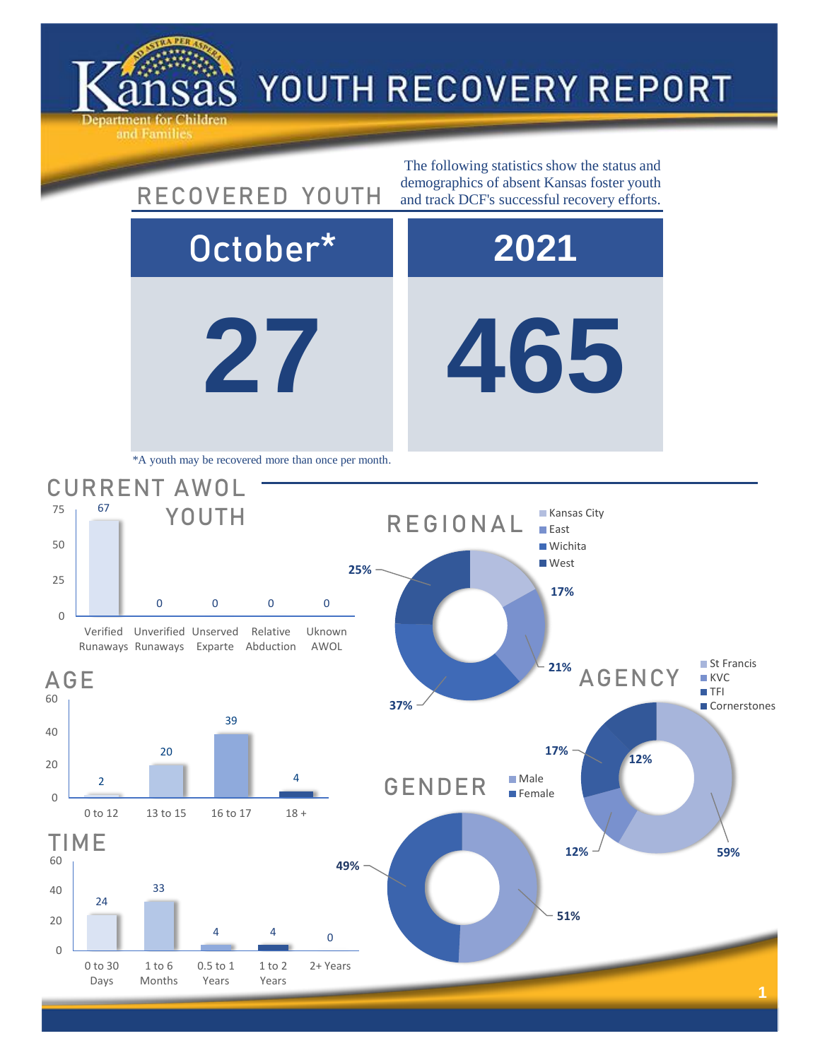# YOUTH RECOVERY REPORT

Kansas Department for Children and Families

## RECOVERED YOUTH

The following statistics show the status and demographics of absent Kansas foster youth and track DCF's successful recovery efforts.

| October* | 2021 |
|---|---|
| 27 | 465 |

*A youth may be recovered more than once per month.

## CURRENT AWOL YOUTH

| Category | Count |
|---|---|
| Verified Runaways | 67 |
| Unverified Runaways | 0 |
| Unserved Exparte | 0 |
| Relative Abduction | 0 |
| Uknown AWOL | 0 |

## AGE

| Age | Count |
|---|---|
| 0 to 12 | 2 |
| 13 to 15 | 20 |
| 16 to 17 | 39 |
| 18 + | 4 |

## TIME

| Time | Count |
|---|---|
| 0 to 30 Days | 24 |
| 1 to 6 Months | 33 |
| 0.5 to 1 Years | 4 |
| 1 to 2 Years | 4 |
| 2+ Years | 0 |

## REGIONAL

| Region | Percent |
|---|---|
| Kansas City | 17% |
| East | 21% |
| Wichita | 37% |
| West | 25% |

## AGENCY

| Agency | Percent |
|---|---|
| St Francis | 59% |
| KVC | 12% |
| TFI | 17% |
| Cornerstones | 12% |

## GENDER

| Gender | Percent |
|---|---|
| Male | 51% |
| Female | 49% |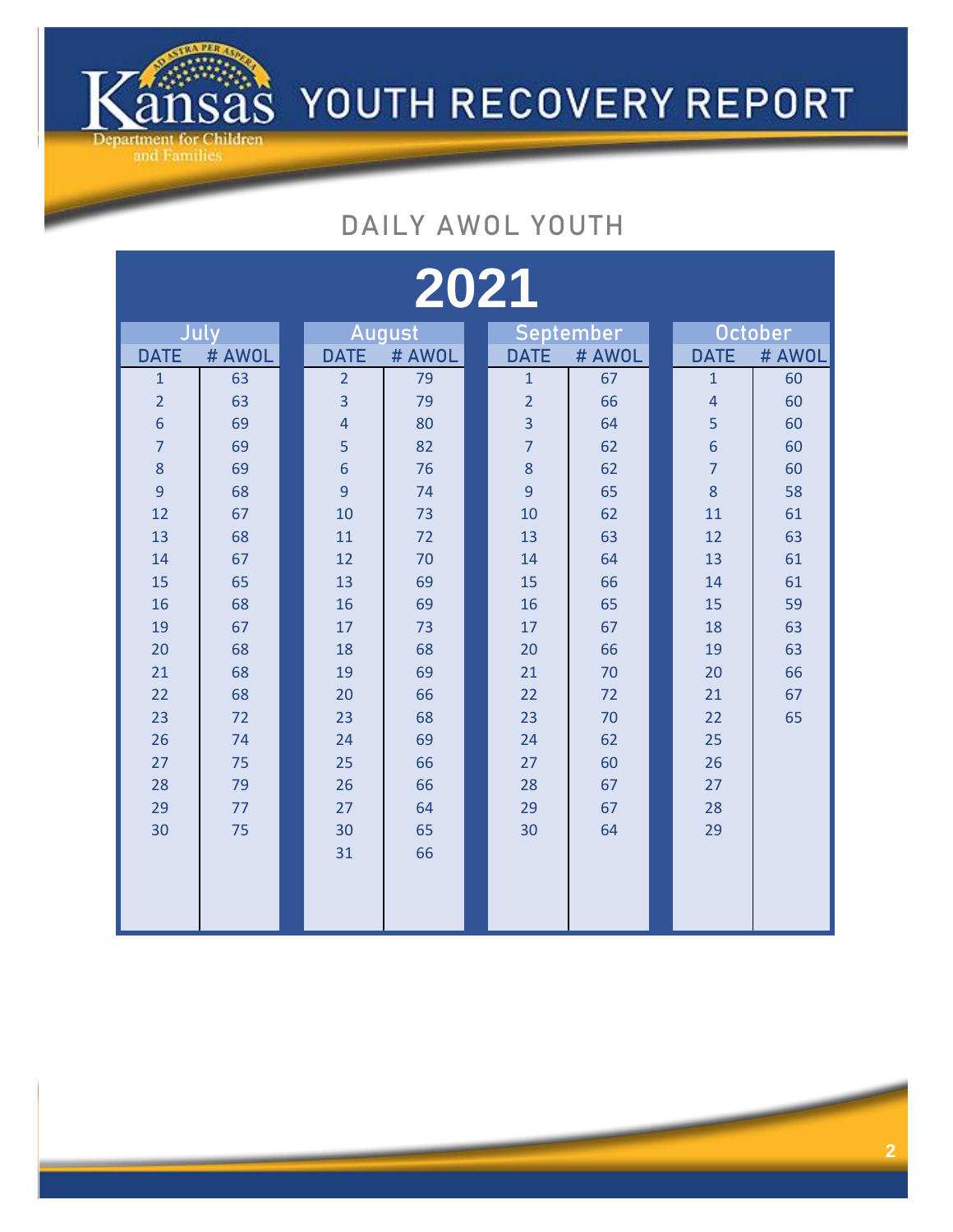# YOUTH RECOVERY REPORT

Kansas Department for Children and Families

## DAILY AWOL YOUTH

### 2021

| July | | August | | September | | October | |
|---|---|---|---|---|---|---|---|
| DATE | # AWOL | DATE | # AWOL | DATE | # AWOL | DATE | # AWOL |
| 1 | 63 | 2 | 79 | 1 | 67 | 1 | 60 |
| 2 | 63 | 3 | 79 | 2 | 66 | 4 | 60 |
| 6 | 69 | 4 | 80 | 3 | 64 | 5 | 60 |
| 7 | 69 | 5 | 82 | 7 | 62 | 6 | 60 |
| 8 | 69 | 6 | 76 | 8 | 62 | 7 | 60 |
| 9 | 68 | 9 | 74 | 9 | 65 | 8 | 58 |
| 12 | 67 | 10 | 73 | 10 | 62 | 11 | 61 |
| 13 | 68 | 11 | 72 | 13 | 63 | 12 | 63 |
| 14 | 67 | 12 | 70 | 14 | 64 | 13 | 61 |
| 15 | 65 | 13 | 69 | 15 | 66 | 14 | 61 |
| 16 | 68 | 16 | 69 | 16 | 65 | 15 | 59 |
| 19 | 67 | 17 | 73 | 17 | 67 | 18 | 63 |
| 20 | 68 | 18 | 68 | 20 | 66 | 19 | 63 |
| 21 | 68 | 19 | 69 | 21 | 70 | 20 | 66 |
| 22 | 68 | 20 | 66 | 22 | 72 | 21 | 67 |
| 23 | 72 | 23 | 68 | 23 | 70 | 22 | 65 |
| 26 | 74 | 24 | 69 | 24 | 62 | 25 | |
| 27 | 75 | 25 | 66 | 27 | 60 | 26 | |
| 28 | 79 | 26 | 66 | 28 | 67 | 27 | |
| 29 | 77 | 27 | 64 | 29 | 67 | 28 | |
| 30 | 75 | 30 | 65 | 30 | 64 | 29 | |
| | | 31 | 66 | | | | |